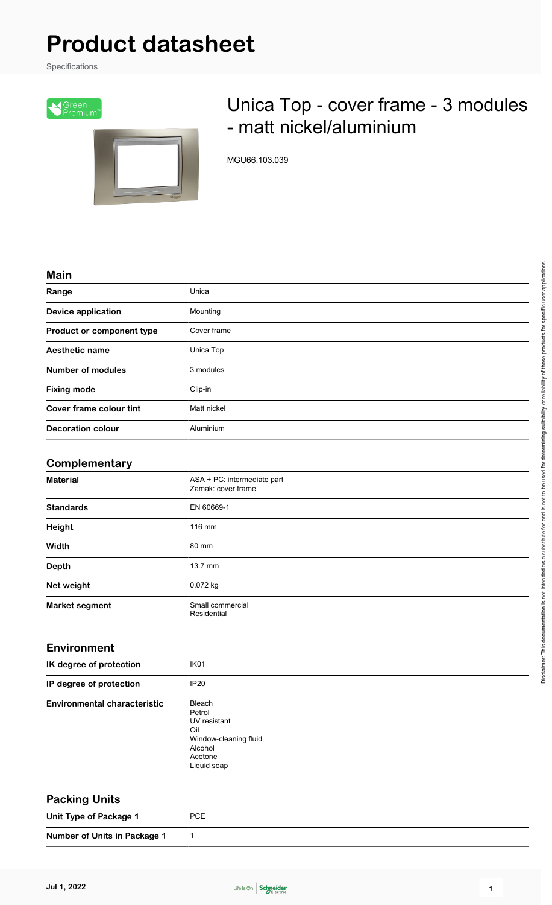# Product datasheet

Specifications

Green Premium™

## Unica Top - cover frame - 3 modules - matt nickel/aluminium

MGU66.103.039

### Main

| | |
|---|---|
| **Range** | Unica |
| **Device application** | Mounting |
| **Product or component type** | Cover frame |
| **Aesthetic name** | Unica Top |
| **Number of modules** | 3 modules |
| **Fixing mode** | Clip-in |
| **Cover frame colour tint** | Matt nickel |
| **Decoration colour** | Aluminium |

### Complementary

| | |
|---|---|
| **Material** | ASA + PC: intermediate part<br>Zamak: cover frame |
| **Standards** | EN 60669-1 |
| **Height** | 116 mm |
| **Width** | 80 mm |
| **Depth** | 13.7 mm |
| **Net weight** | 0.072 kg |
| **Market segment** | Small commercial<br>Residential |

### Environment

| | |
|---|---|
| **IK degree of protection** | IK01 |
| **IP degree of protection** | IP20 |
| **Environmental characteristic** | Bleach<br>Petrol<br>UV resistant<br>Oil<br>Window-cleaning fluid<br>Alcohol<br>Acetone<br>Liquid soap |

### Packing Units

| | |
|---|---|
| **Unit Type of Package 1** | PCE |
| **Number of Units in Package 1** | 1 |

Disclaimer: This documentation is not intended as a substitute for and is not to be used for determining suitability or reliability of these products for specific user applications

Jul 1, 2022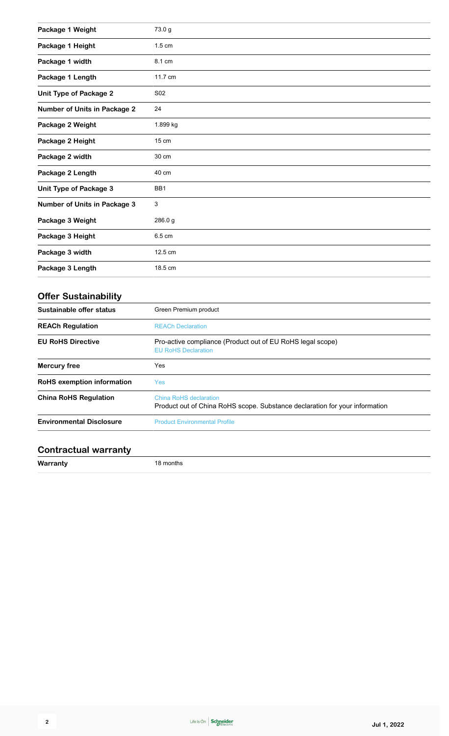| | |
|---|---|
| **Package 1 Weight** | 73.0 g |
| **Package 1 Height** | 1.5 cm |
| **Package 1 width** | 8.1 cm |
| **Package 1 Length** | 11.7 cm |
| **Unit Type of Package 2** | S02 |
| **Number of Units in Package 2** | 24 |
| **Package 2 Weight** | 1.899 kg |
| **Package 2 Height** | 15 cm |
| **Package 2 width** | 30 cm |
| **Package 2 Length** | 40 cm |
| **Unit Type of Package 3** | BB1 |
| **Number of Units in Package 3** | 3 |
| **Package 3 Weight** | 286.0 g |
| **Package 3 Height** | 6.5 cm |
| **Package 3 width** | 12.5 cm |
| **Package 3 Length** | 18.5 cm |

## Offer Sustainability

| | |
|---|---|
| **Sustainable offer status** | Green Premium product |
| **REACh Regulation** | REACh Declaration |
| **EU RoHS Directive** | Pro-active compliance (Product out of EU RoHS legal scope)<br>EU RoHS Declaration |
| **Mercury free** | Yes |
| **RoHS exemption information** | Yes |
| **China RoHS Regulation** | China RoHS declaration<br>Product out of China RoHS scope. Substance declaration for your information |
| **Environmental Disclosure** | Product Environmental Profile |

## Contractual warranty

| | |
|---|---|
| **Warranty** | 18 months |